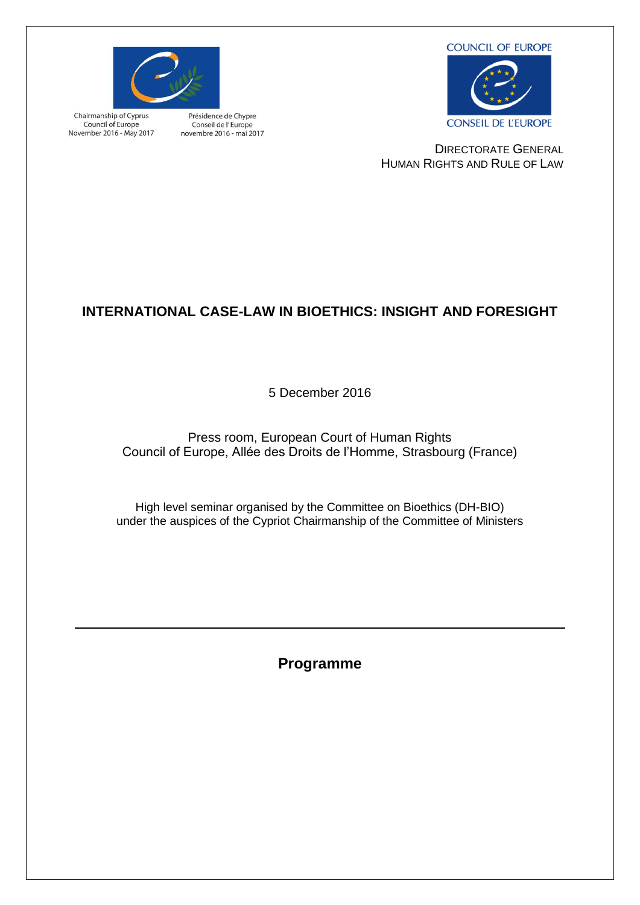Chairmanship of Cyprus
Council of Europe
November 2016 - May 2017

Présidence de Chypre
Conseil de l'Europe
novembre 2016 - mai 2017

COUNCIL OF EUROPE

CONSEIL DE L'EUROPE

DIRECTORATE GENERAL
HUMAN RIGHTS AND RULE OF LAW

# INTERNATIONAL CASE-LAW IN BIOETHICS: INSIGHT AND FORESIGHT

5 December 2016

Press room, European Court of Human Rights
Council of Europe, Allée des Droits de l'Homme, Strasbourg (France)

High level seminar organised by the Committee on Bioethics (DH-BIO)
under the auspices of the Cypriot Chairmanship of the Committee of Ministers

---

## Programme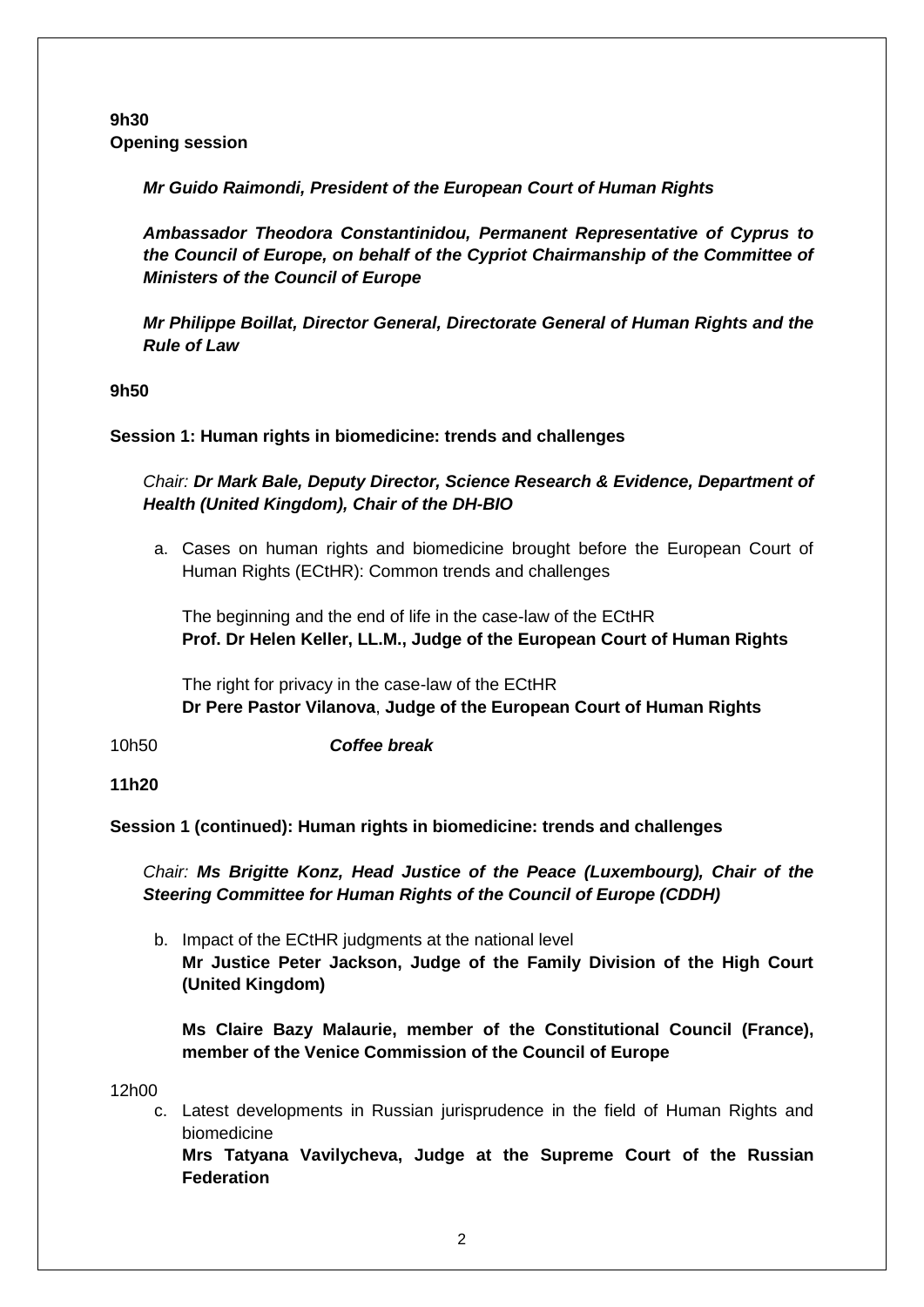**9h30**
**Opening session**

***Mr Guido Raimondi, President of the European Court of Human Rights***

***Ambassador Theodora Constantinidou, Permanent Representative of Cyprus to the Council of Europe, on behalf of the Cypriot Chairmanship of the Committee of Ministers of the Council of Europe***

***Mr Philippe Boillat, Director General, Directorate General of Human Rights and the Rule of Law***

**9h50**

**Session 1: Human rights in biomedicine: trends and challenges**

*Chair:* ***Dr Mark Bale, Deputy Director, Science Research & Evidence, Department of Health (United Kingdom), Chair of the DH-BIO***

a. Cases on human rights and biomedicine brought before the European Court of Human Rights (ECtHR): Common trends and challenges

   The beginning and the end of life in the case-law of the ECtHR
   **Prof. Dr Helen Keller, LL.M., Judge of the European Court of Human Rights**

   The right for privacy in the case-law of the ECtHR
   **Dr Pere Pastor Vilanova**, **Judge of the European Court of Human Rights**

10h50 ***Coffee break***

**11h20**

**Session 1 (continued): Human rights in biomedicine: trends and challenges**

*Chair:* ***Ms Brigitte Konz, Head Justice of the Peace (Luxembourg), Chair of the Steering Committee for Human Rights of the Council of Europe (CDDH)***

b. Impact of the ECtHR judgments at the national level
   **Mr Justice Peter Jackson, Judge of the Family Division of the High Court (United Kingdom)**

   **Ms Claire Bazy Malaurie, member of the Constitutional Council (France), member of the Venice Commission of the Council of Europe**

12h00

c. Latest developments in Russian jurisprudence in the field of Human Rights and biomedicine
   **Mrs Tatyana Vavilycheva, Judge at the Supreme Court of the Russian Federation**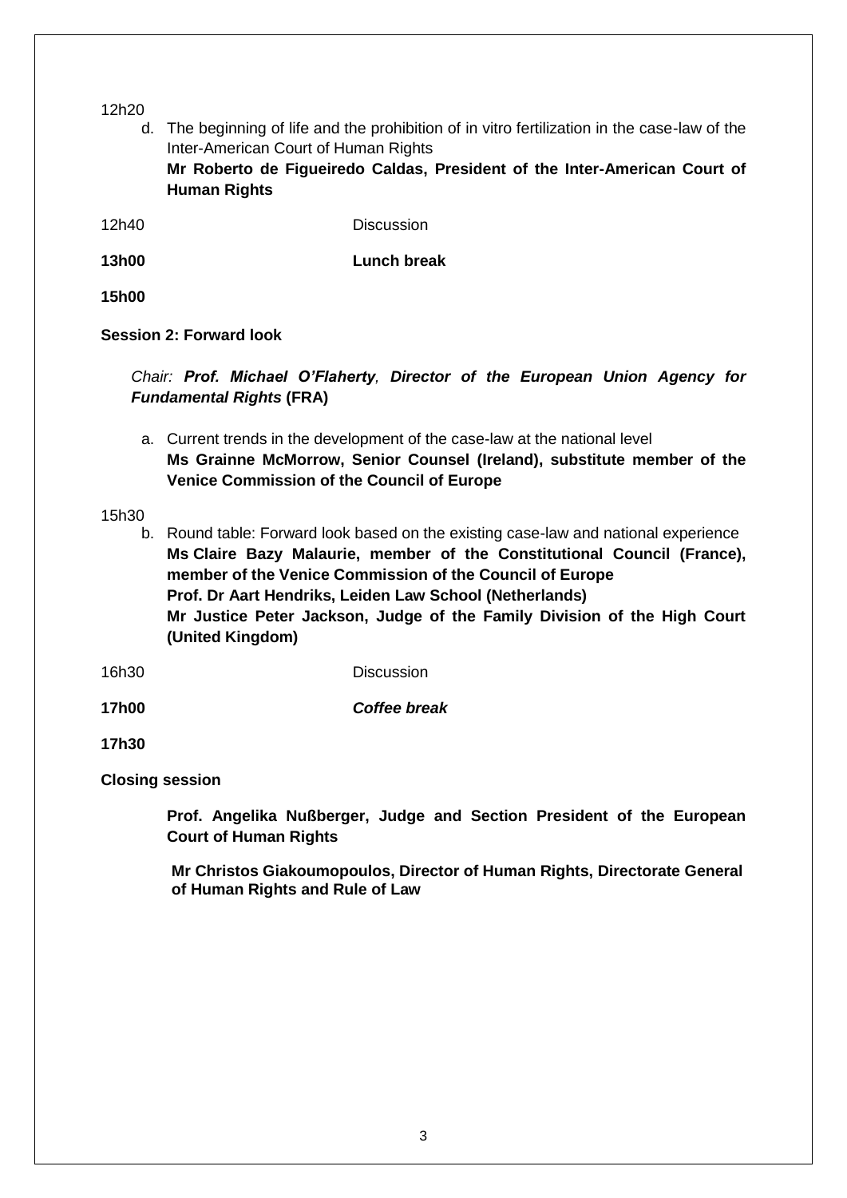12h20

d. The beginning of life and the prohibition of in vitro fertilization in the case-law of the Inter-American Court of Human Rights
**Mr Roberto de Figueiredo Caldas, President of the Inter-American Court of Human Rights**

12h40 Discussion

**13h00** **Lunch break**

**15h00**

**Session 2: Forward look**

*Chair:* ***Prof. Michael O'Flaherty****,* ***Director of the European Union Agency for Fundamental Rights*** **(FRA)**

a. Current trends in the development of the case-law at the national level
**Ms Grainne McMorrow, Senior Counsel (Ireland), substitute member of the Venice Commission of the Council of Europe**

15h30

b. Round table: Forward look based on the existing case-law and national experience
**Ms Claire Bazy Malaurie, member of the Constitutional Council (France), member of the Venice Commission of the Council of Europe**
**Prof. Dr Aart Hendriks, Leiden Law School (Netherlands)**
**Mr Justice Peter Jackson, Judge of the Family Division of the High Court (United Kingdom)**

16h30 Discussion

**17h00** ***Coffee break***

**17h30**

**Closing session**

**Prof. Angelika Nußberger, Judge and Section President of the European Court of Human Rights**

**Mr Christos Giakoumopoulos, Director of Human Rights, Directorate General of Human Rights and Rule of Law**